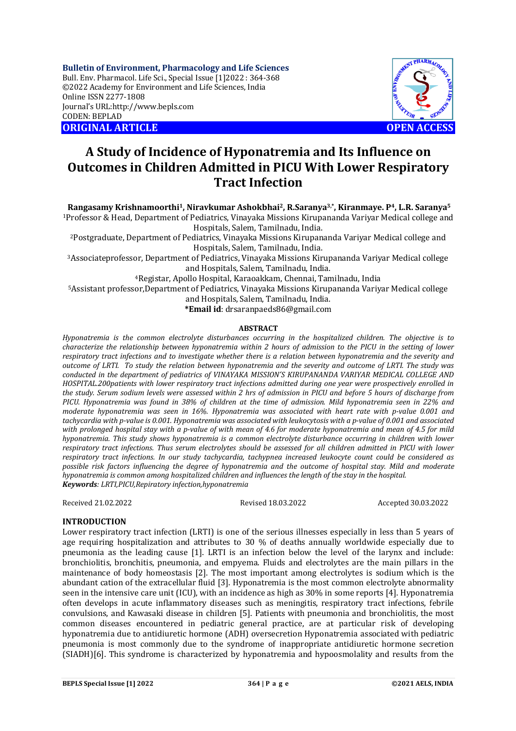**Bulletin of Environment, Pharmacology and Life Sciences**
Bull. Env. Pharmacol. Life Sci., Special Issue [1]2022 : 364-368
©2022 Academy for Environment and Life Sciences, India
Online ISSN 2277-1808
Journal's URL:http://www.bepls.com
CODEN: BEPLAD

**ORIGINAL ARTICLE** **OPEN ACCESS**

# A Study of Incidence of Hyponatremia and Its Influence on Outcomes in Children Admitted in PICU With Lower Respiratory Tract Infection

**Rangasamy Krishnamoorthi[1], Niravkumar Ashokbhai[2], R.Saranya[3,*], Kiranmaye. P[4], L.R. Saranya[5]**

[1]Professor & Head, Department of Pediatrics, Vinayaka Missions Kirupananda Variyar Medical college and Hospitals, Salem, Tamilnadu, India.

[2]Postgraduate, Department of Pediatrics, Vinayaka Missions Kirupananda Variyar Medical college and Hospitals, Salem, Tamilnadu, India.

[3]Associateprofessor, Department of Pediatrics, Vinayaka Missions Kirupananda Variyar Medical college and Hospitals, Salem, Tamilnadu, India.

[4]Registar, Apollo Hospital, Karaoakkam, Chennai, Tamilnadu, India

[5]Assistant professor,Department of Pediatrics, Vinayaka Missions Kirupananda Variyar Medical college and Hospitals, Salem, Tamilnadu, India.

***Email id**: drsaranpaeds86@gmail.com

## ABSTRACT

*Hyponatremia is the common electrolyte disturbances occurring in the hospitalized children. The objective is to characterize the relationship between hyponatremia within 2 hours of admission to the PICU in the setting of lower respiratory tract infections and to investigate whether there is a relation between hyponatremia and the severity and outcome of LRTI. To study the relation between hyponatremia and the severity and outcome of LRTI. The study was conducted in the department of pediatrics of VINAYAKA MISSION'S KIRUPANANDA VARIYAR MEDICAL COLLEGE AND HOSPITAL.200patients with lower respiratory tract infections admitted during one year were prospectively enrolled in the study. Serum sodium levels were assessed within 2 hrs of admission in PICU and before 5 hours of discharge from PICU. Hyponatremia was found in 38% of children at the time of admission. Mild hyponatremia seen in 22% and moderate hyponatremia was seen in 16%. Hyponatremia was associated with heart rate with p-value 0.001 and tachycardia with p-value is 0.001. Hyponatremia was associated with leukocytosis with a p-value of 0.001 and associated with prolonged hospital stay with a p-value of with mean of 4.6 for moderate hyponatremia and mean of 4.5 for mild hyponatremia. This study shows hyponatremia is a common electrolyte disturbance occurring in children with lower respiratory tract infections. Thus serum electrolytes should be assessed for all children admitted in PICU with lower respiratory tract infections. In our study tachycardia, tachypnea increased leukocyte count could be considered as possible risk factors influencing the degree of hyponatremia and the outcome of hospital stay. Mild and moderate hyponatremia is common among hospitalized children and influences the length of the stay in the hospital.*

***Keywords**: LRTI,PICU,Repiratory infection,hyponatremia*

Received 21.02.2022 Revised 18.03.2022 Accepted 30.03.2022

## INTRODUCTION

Lower respiratory tract infection (LRTI) is one of the serious illnesses especially in less than 5 years of age requiring hospitalization and attributes to 30 % of deaths annually worldwide especially due to pneumonia as the leading cause [1]. LRTI is an infection below the level of the larynx and include: bronchiolitis, bronchitis, pneumonia, and empyema. Fluids and electrolytes are the main pillars in the maintenance of body homeostasis [2]. The most important among electrolytes is sodium which is the abundant cation of the extracellular fluid [3]. Hyponatremia is the most common electrolyte abnormality seen in the intensive care unit (ICU), with an incidence as high as 30% in some reports [4]. Hyponatremia often develops in acute inflammatory diseases such as meningitis, respiratory tract infections, febrile convulsions, and Kawasaki disease in children [5]. Patients with pneumonia and bronchiolitis, the most common diseases encountered in pediatric general practice, are at particular risk of developing hyponatremia due to antidiuretic hormone (ADH) oversecretion Hyponatremia associated with pediatric pneumonia is most commonly due to the syndrome of inappropriate antidiuretic hormone secretion (SIADH)[6]. This syndrome is characterized by hyponatremia and hypoosmolality and results from the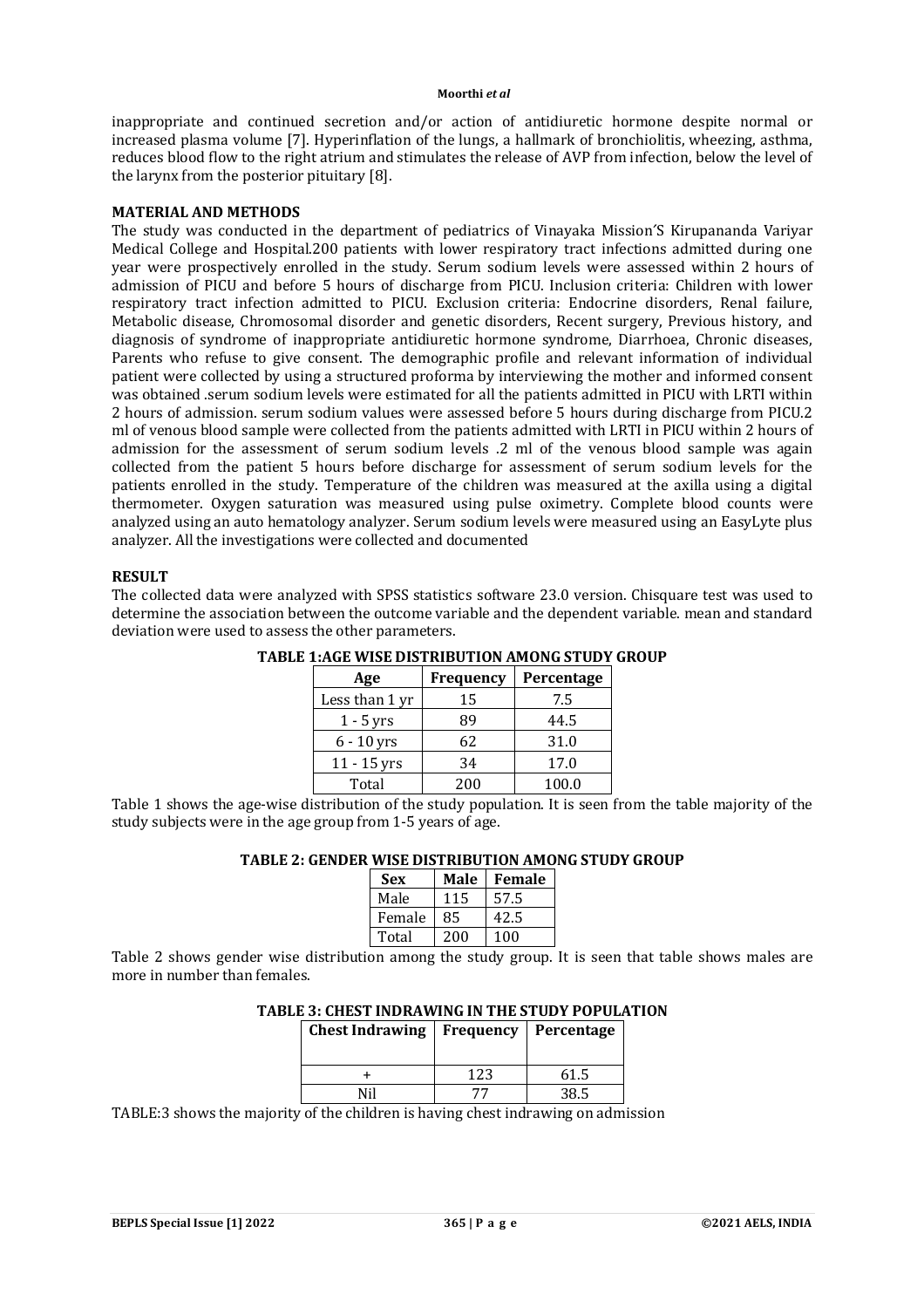inappropriate and continued secretion and/or action of antidiuretic hormone despite normal or increased plasma volume [7]. Hyperinflation of the lungs, a hallmark of bronchiolitis, wheezing, asthma, reduces blood flow to the right atrium and stimulates the release of AVP from infection, below the level of the larynx from the posterior pituitary [8].

## MATERIAL AND METHODS

The study was conducted in the department of pediatrics of Vinayaka Mission′S Kirupananda Variyar Medical College and Hospital.200 patients with lower respiratory tract infections admitted during one year were prospectively enrolled in the study. Serum sodium levels were assessed within 2 hours of admission of PICU and before 5 hours of discharge from PICU. Inclusion criteria: Children with lower respiratory tract infection admitted to PICU. Exclusion criteria: Endocrine disorders, Renal failure, Metabolic disease, Chromosomal disorder and genetic disorders, Recent surgery, Previous history, and diagnosis of syndrome of inappropriate antidiuretic hormone syndrome, Diarrhoea, Chronic diseases, Parents who refuse to give consent. The demographic profile and relevant information of individual patient were collected by using a structured proforma by interviewing the mother and informed consent was obtained .serum sodium levels were estimated for all the patients admitted in PICU with LRTI within 2 hours of admission. serum sodium values were assessed before 5 hours during discharge from PICU.2 ml of venous blood sample were collected from the patients admitted with LRTI in PICU within 2 hours of admission for the assessment of serum sodium levels .2 ml of the venous blood sample was again collected from the patient 5 hours before discharge for assessment of serum sodium levels for the patients enrolled in the study. Temperature of the children was measured at the axilla using a digital thermometer. Oxygen saturation was measured using pulse oximetry. Complete blood counts were analyzed using an auto hematology analyzer. Serum sodium levels were measured using an EasyLyte plus analyzer. All the investigations were collected and documented

## RESULT

The collected data were analyzed with SPSS statistics software 23.0 version. Chisquare test was used to determine the association between the outcome variable and the dependent variable. mean and standard deviation were used to assess the other parameters.

**TABLE 1:AGE WISE DISTRIBUTION AMONG STUDY GROUP**

| Age | Frequency | Percentage |
|---|---|---|
| Less than 1 yr | 15 | 7.5 |
| 1 - 5 yrs | 89 | 44.5 |
| 6 - 10 yrs | 62 | 31.0 |
| 11 - 15 yrs | 34 | 17.0 |
| Total | 200 | 100.0 |

Table 1 shows the age-wise distribution of the study population. It is seen from the table majority of the study subjects were in the age group from 1-5 years of age.

**TABLE 2: GENDER WISE DISTRIBUTION AMONG STUDY GROUP**

| Sex | Male | Female |
|---|---|---|
| Male | 115 | 57.5 |
| Female | 85 | 42.5 |
| Total | 200 | 100 |

Table 2 shows gender wise distribution among the study group. It is seen that table shows males are more in number than females.

**TABLE 3: CHEST INDRAWING IN THE STUDY POPULATION**

| Chest Indrawing | Frequency | Percentage |
|---|---|---|
| + | 123 | 61.5 |
| Nil | 77 | 38.5 |

TABLE:3 shows the majority of the children is having chest indrawing on admission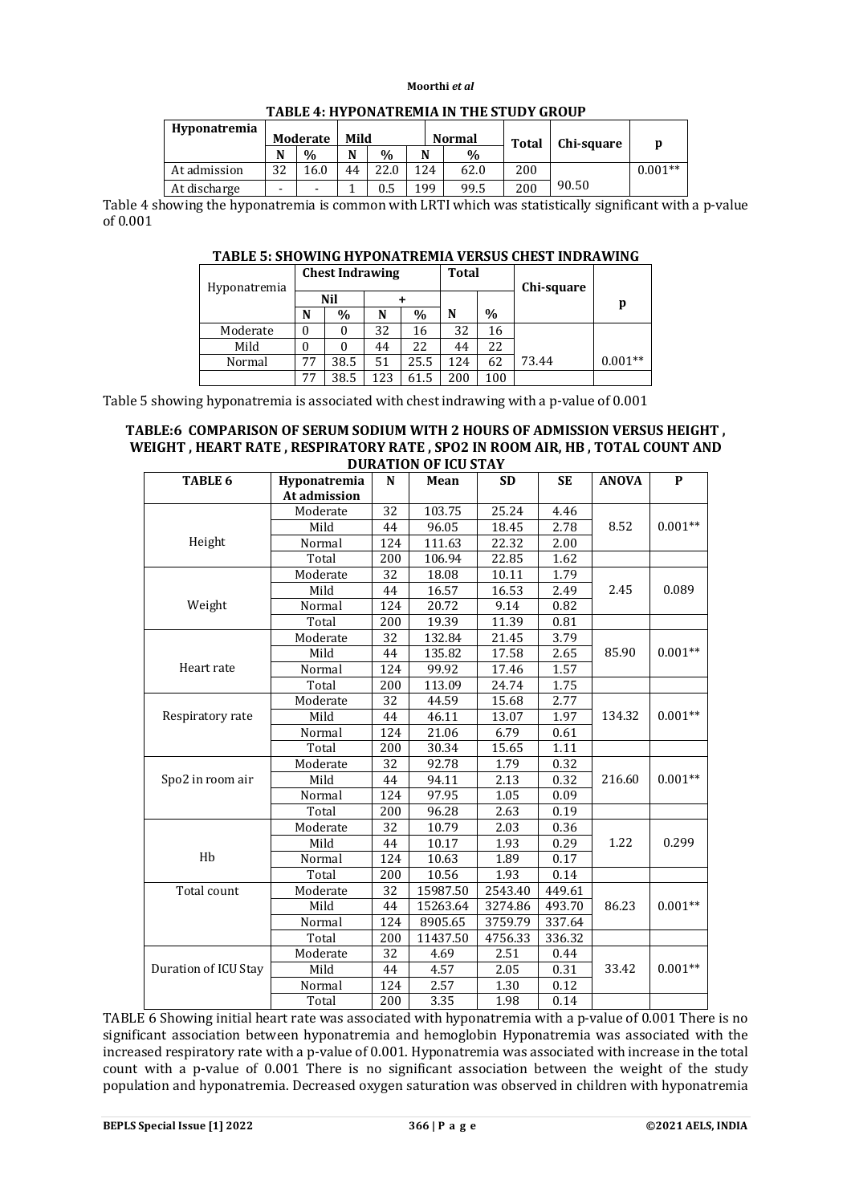**TABLE 4: HYPONATREMIA IN THE STUDY GROUP**

| Hyponatremia | Moderate | | Mild | | Normal | | Total | Chi-square | p |
|---|---|---|---|---|---|---|---|---|---|
| | N | % | N | % | N | % | | | |
| At admission | 32 | 16.0 | 44 | 22.0 | 124 | 62.0 | 200 | | 0.001** |
| At discharge | - | - | 1 | 0.5 | 199 | 99.5 | 200 | 90.50 | |

Table 4 showing the hyponatremia is common with LRTI which was statistically significant with a p-value of 0.001

**TABLE 5: SHOWING HYPONATREMIA VERSUS CHEST INDRAWING**

| Hyponatremia | Chest Indrawing | | | | Total | | Chi-square | p |
|---|---|---|---|---|---|---|---|---|
| | Nil | | + | | | | | |
| | N | % | N | % | N | % | | |
| Moderate | 0 | 0 | 32 | 16 | 32 | 16 | | |
| Mild | 0 | 0 | 44 | 22 | 44 | 22 | | |
| Normal | 77 | 38.5 | 51 | 25.5 | 124 | 62 | 73.44 | 0.001** |
| | 77 | 38.5 | 123 | 61.5 | 200 | 100 | | |

Table 5 showing hyponatremia is associated with chest indrawing with a p-value of 0.001

**TABLE:6 COMPARISON OF SERUM SODIUM WITH 2 HOURS OF ADMISSION VERSUS HEIGHT , WEIGHT , HEART RATE , RESPIRATORY RATE , SPO2 IN ROOM AIR, HB , TOTAL COUNT AND DURATION OF ICU STAY**

| TABLE 6 | Hyponatremia At admission | N | Mean | SD | SE | ANOVA | P |
|---|---|---|---|---|---|---|---|
| Height | Moderate | 32 | 103.75 | 25.24 | 4.46 | 8.52 | 0.001** |
| | Mild | 44 | 96.05 | 18.45 | 2.78 | | |
| | Normal | 124 | 111.63 | 22.32 | 2.00 | | |
| | Total | 200 | 106.94 | 22.85 | 1.62 | | |
| Weight | Moderate | 32 | 18.08 | 10.11 | 1.79 | 2.45 | 0.089 |
| | Mild | 44 | 16.57 | 16.53 | 2.49 | | |
| | Normal | 124 | 20.72 | 9.14 | 0.82 | | |
| | Total | 200 | 19.39 | 11.39 | 0.81 | | |
| Heart rate | Moderate | 32 | 132.84 | 21.45 | 3.79 | 85.90 | 0.001** |
| | Mild | 44 | 135.82 | 17.58 | 2.65 | | |
| | Normal | 124 | 99.92 | 17.46 | 1.57 | | |
| | Total | 200 | 113.09 | 24.74 | 1.75 | | |
| Respiratory rate | Moderate | 32 | 44.59 | 15.68 | 2.77 | 134.32 | 0.001** |
| | Mild | 44 | 46.11 | 13.07 | 1.97 | | |
| | Normal | 124 | 21.06 | 6.79 | 0.61 | | |
| | Total | 200 | 30.34 | 15.65 | 1.11 | | |
| Spo2 in room air | Moderate | 32 | 92.78 | 1.79 | 0.32 | 216.60 | 0.001** |
| | Mild | 44 | 94.11 | 2.13 | 0.32 | | |
| | Normal | 124 | 97.95 | 1.05 | 0.09 | | |
| | Total | 200 | 96.28 | 2.63 | 0.19 | | |
| Hb | Moderate | 32 | 10.79 | 2.03 | 0.36 | 1.22 | 0.299 |
| | Mild | 44 | 10.17 | 1.93 | 0.29 | | |
| | Normal | 124 | 10.63 | 1.89 | 0.17 | | |
| | Total | 200 | 10.56 | 1.93 | 0.14 | | |
| Total count | Moderate | 32 | 15987.50 | 2543.40 | 449.61 | 86.23 | 0.001** |
| | Mild | 44 | 15263.64 | 3274.86 | 493.70 | | |
| | Normal | 124 | 8905.65 | 3759.79 | 337.64 | | |
| | Total | 200 | 11437.50 | 4756.33 | 336.32 | | |
| Duration of ICU Stay | Moderate | 32 | 4.69 | 2.51 | 0.44 | 33.42 | 0.001** |
| | Mild | 44 | 4.57 | 2.05 | 0.31 | | |
| | Normal | 124 | 2.57 | 1.30 | 0.12 | | |
| | Total | 200 | 3.35 | 1.98 | 0.14 | | |

TABLE 6 Showing initial heart rate was associated with hyponatremia with a p-value of 0.001 There is no significant association between hyponatremia and hemoglobin Hyponatremia was associated with the increased respiratory rate with a p-value of 0.001. Hyponatremia was associated with increase in the total count with a p-value of 0.001 There is no significant association between the weight of the study population and hyponatremia. Decreased oxygen saturation was observed in children with hyponatremia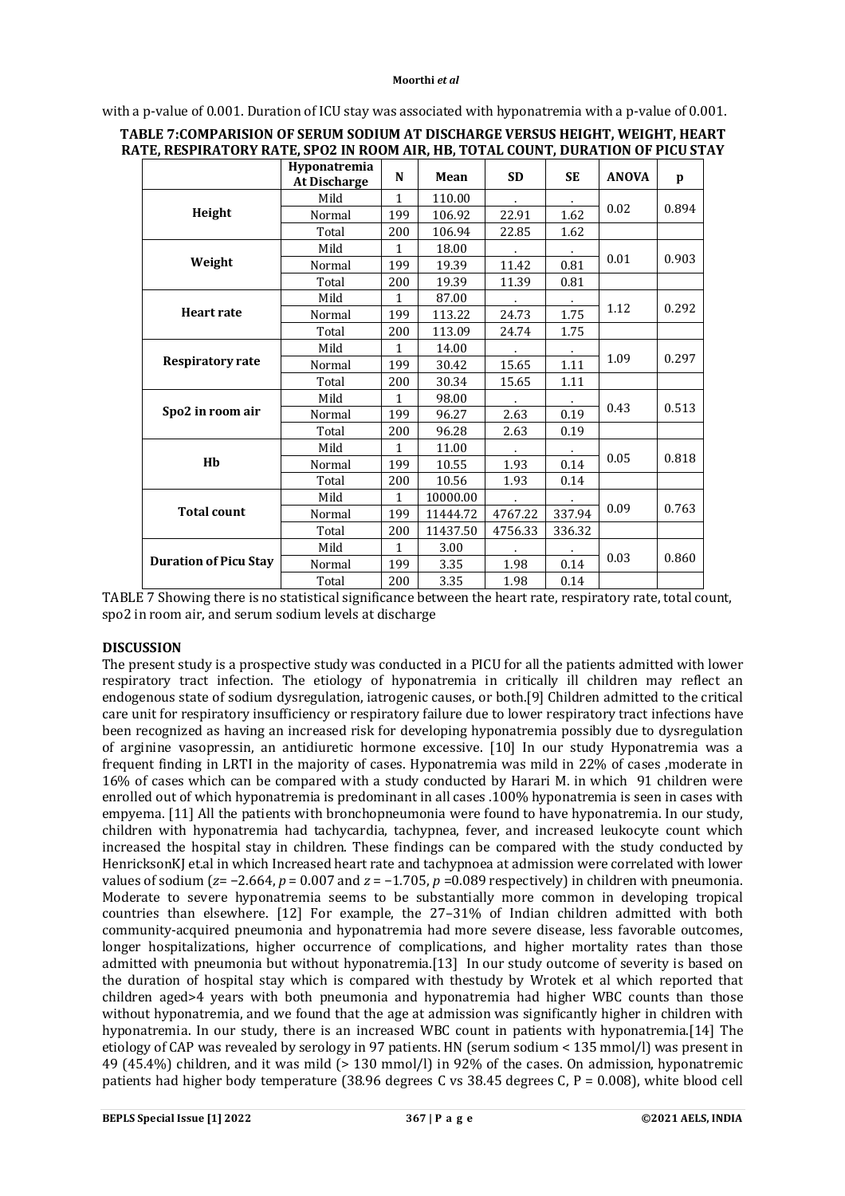with a p-value of 0.001. Duration of ICU stay was associated with hyponatremia with a p-value of 0.001.

**TABLE 7:COMPARISION OF SERUM SODIUM AT DISCHARGE VERSUS HEIGHT, WEIGHT, HEART RATE, RESPIRATORY RATE, SPO2 IN ROOM AIR, HB, TOTAL COUNT, DURATION OF PICU STAY**

| | Hyponatremia At Discharge | N | Mean | SD | SE | ANOVA | p |
|---|---|---|---|---|---|---|---|
| **Height** | Mild | 1 | 110.00 | . | . | 0.02 | 0.894 |
| | Normal | 199 | 106.92 | 22.91 | 1.62 | | |
| | Total | 200 | 106.94 | 22.85 | 1.62 | | |
| **Weight** | Mild | 1 | 18.00 | . | . | 0.01 | 0.903 |
| | Normal | 199 | 19.39 | 11.42 | 0.81 | | |
| | Total | 200 | 19.39 | 11.39 | 0.81 | | |
| **Heart rate** | Mild | 1 | 87.00 | . | . | 1.12 | 0.292 |
| | Normal | 199 | 113.22 | 24.73 | 1.75 | | |
| | Total | 200 | 113.09 | 24.74 | 1.75 | | |
| **Respiratory rate** | Mild | 1 | 14.00 | . | . | 1.09 | 0.297 |
| | Normal | 199 | 30.42 | 15.65 | 1.11 | | |
| | Total | 200 | 30.34 | 15.65 | 1.11 | | |
| **Spo2 in room air** | Mild | 1 | 98.00 | . | . | 0.43 | 0.513 |
| | Normal | 199 | 96.27 | 2.63 | 0.19 | | |
| | Total | 200 | 96.28 | 2.63 | 0.19 | | |
| **Hb** | Mild | 1 | 11.00 | . | . | 0.05 | 0.818 |
| | Normal | 199 | 10.55 | 1.93 | 0.14 | | |
| | Total | 200 | 10.56 | 1.93 | 0.14 | | |
| **Total count** | Mild | 1 | 10000.00 | . | . | 0.09 | 0.763 |
| | Normal | 199 | 11444.72 | 4767.22 | 337.94 | | |
| | Total | 200 | 11437.50 | 4756.33 | 336.32 | | |
| **Duration of Picu Stay** | Mild | 1 | 3.00 | . | . | 0.03 | 0.860 |
| | Normal | 199 | 3.35 | 1.98 | 0.14 | | |
| | Total | 200 | 3.35 | 1.98 | 0.14 | | |

TABLE 7 Showing there is no statistical significance between the heart rate, respiratory rate, total count, spo2 in room air, and serum sodium levels at discharge

## DISCUSSION

The present study is a prospective study was conducted in a PICU for all the patients admitted with lower respiratory tract infection. The etiology of hyponatremia in critically ill children may reflect an endogenous state of sodium dysregulation, iatrogenic causes, or both.[9] Children admitted to the critical care unit for respiratory insufficiency or respiratory failure due to lower respiratory tract infections have been recognized as having an increased risk for developing hyponatremia possibly due to dysregulation of arginine vasopressin, an antidiuretic hormone excessive. [10] In our study Hyponatremia was a frequent finding in LRTI in the majority of cases. Hyponatremia was mild in 22% of cases ,moderate in 16% of cases which can be compared with a study conducted by Harari M. in which 91 children were enrolled out of which hyponatremia is predominant in all cases .100% hyponatremia is seen in cases with empyema. [11] All the patients with bronchopneumonia were found to have hyponatremia. In our study, children with hyponatremia had tachycardia, tachypnea, fever, and increased leukocyte count which increased the hospital stay in children. These findings can be compared with the study conducted by HenricksonKJ et.al in which Increased heart rate and tachypnoea at admission were correlated with lower values of sodium ($z = -2.664$, $p = 0.007$ and $z = -1.705$, $p = 0.089$ respectively) in children with pneumonia. Moderate to severe hyponatremia seems to be substantially more common in developing tropical countries than elsewhere. [12] For example, the 27–31% of Indian children admitted with both community-acquired pneumonia and hyponatremia had more severe disease, less favorable outcomes, longer hospitalizations, higher occurrence of complications, and higher mortality rates than those admitted with pneumonia but without hyponatremia.[13] In our study outcome of severity is based on the duration of hospital stay which is compared with thestudy by Wrotek et al which reported that children aged>4 years with both pneumonia and hyponatremia had higher WBC counts than those without hyponatremia, and we found that the age at admission was significantly higher in children with hyponatremia. In our study, there is an increased WBC count in patients with hyponatremia.[14] The etiology of CAP was revealed by serology in 97 patients. HN (serum sodium < 135 mmol/l) was present in 49 (45.4%) children, and it was mild (> 130 mmol/l) in 92% of the cases. On admission, hyponatremic patients had higher body temperature (38.96 degrees C vs 38.45 degrees C, P = 0.008), white blood cell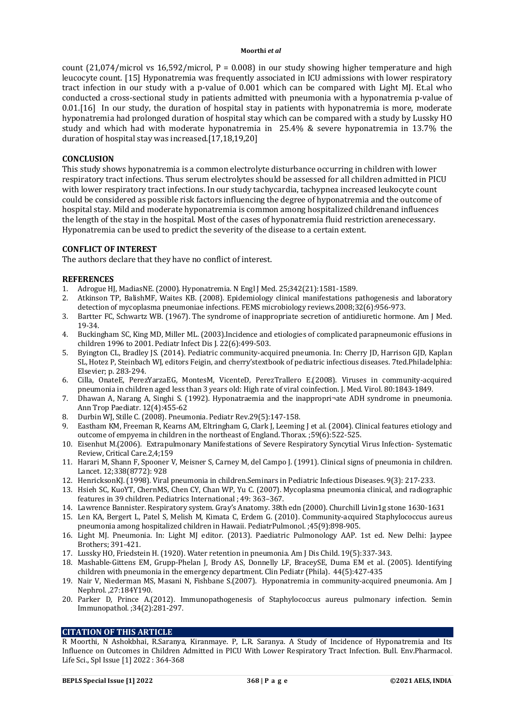count (21,074/microl vs 16,592/microl, P = 0.008) in our study showing higher temperature and high leucocyte count. [15] Hyponatremia was frequently associated in ICU admissions with lower respiratory tract infection in our study with a p-value of 0.001 which can be compared with Light MJ. Et.al who conducted a cross-sectional study in patients admitted with pneumonia with a hyponatremia p-value of 0.01.[16] In our study, the duration of hospital stay in patients with hyponatremia is more, moderate hyponatremia had prolonged duration of hospital stay which can be compared with a study by Lussky HO study and which had with moderate hyponatremia in 25.4% & severe hyponatremia in 13.7% the duration of hospital stay was increased.[17,18,19,20]

## CONCLUSION

This study shows hyponatremia is a common electrolyte disturbance occurring in children with lower respiratory tract infections. Thus serum electrolytes should be assessed for all children admitted in PICU with lower respiratory tract infections. In our study tachycardia, tachypnea increased leukocyte count could be considered as possible risk factors influencing the degree of hyponatremia and the outcome of hospital stay. Mild and moderate hyponatremia is common among hospitalized childrenand influences the length of the stay in the hospital. Most of the cases of hyponatremia fluid restriction arenecessary. Hyponatremia can be used to predict the severity of the disease to a certain extent.

## CONFLICT OF INTEREST

The authors declare that they have no conflict of interest.

## REFERENCES

1. Adrogue HJ, MadiasNE. (2000). Hyponatremia. N Engl J Med. 25;342(21):1581-1589.
2. Atkinson TP, BalishMF, Waites KB. (2008). Epidemiology clinical manifestations pathogenesis and laboratory detection of mycoplasma pneumoniae infections. FEMS microbiology reviews.2008;32(6):956-973.
3. Bartter FC, Schwartz WB. (1967). The syndrome of inappropriate secretion of antidiuretic hormone. Am J Med. 19-34.
4. Buckingham SC, King MD, Miller ML. (2003).Incidence and etiologies of complicated parapneumonic effusions in children 1996 to 2001. Pediatr Infect Dis J. 22(6):499-503.
5. Byington CL, Bradley JS. (2014). Pediatric community-acquired pneumonia. In: Cherry JD, Harrison GJD, Kaplan SL, Hotez P, Steinbach WJ, editors Feigin, and cherry'stextbook of pediatric infectious diseases. 7ted.Philadelphia: Elsevier; p. 283-294.
6. Cilla, OnateE, PerezYarzaEG, MontesM, VicenteD, PerezTrallero E.(2008). Viruses in community-acquired pneumonia in children aged less than 3 years old: High rate of viral coinfection. J. Med. Virol. 80:1843-1849.
7. Dhawan A, Narang A, Singhi S. (1992). Hyponatraemia and the inappropri¬ate ADH syndrome in pneumonia. Ann Trop Paediatr. 12(4):455-62
8. Durbin WJ, Stille C. (2008). Pneumonia. Pediatr Rev.29(5):147-158.
9. Eastham KM, Freeman R, Kearns AM, Eltringham G, Clark J, Leeming J et al. (2004). Clinical features etiology and outcome of empyema in children in the northeast of England. Thorax. ;59(6):522-525.
10. Eisenhut M.(2006). Extrapulmonary Manifestations of Severe Respiratory Syncytial Virus Infection- Systematic Review, Critical Care.2,4;159
11. Harari M, Shann F, Spooner V, Meisner S, Carney M, del Campo J. (1991). Clinical signs of pneumonia in children. Lancet. 12;338(8772): 928
12. HenricksonKJ. (1998). Viral pneumonia in children.Seminars in Pediatric Infectious Diseases. 9(3): 217-233.
13. Hsieh SC, KuoYT, ChernMS, Chen CY, Chan WP, Yu C. (2007). Mycoplasma pneumonia clinical, and radiographic features in 39 children. Pediatrics International ; 49: 363–367.
14. Lawrence Bannister. Respiratory system. Gray's Anatomy. 38th edn (2000). Churchill Livin1g stone 1630-1631
15. Len KA, Bergert L, Patel S, Melish M, Kimata C, Erdem G. (2010). Community-acquired Staphylococcus aureus pneumonia among hospitalized children in Hawaii. PediatrPulmonol. ;45(9):898-905.
16. Light MJ. Pneumonia. In: Light MJ editor. (2013). Paediatric Pulmonology AAP. 1st ed. New Delhi: Jaypee Brothers; 391-421.
17. Lussky HO, Friedstein H. (1920). Water retention in pneumonia. Am J Dis Child. 19(5):337-343.
18. Mashable-Gittens EM, Grupp-Phelan J, Brody AS, Donnelly LF, BraceySE, Duma EM et al. (2005). Identifying children with pneumonia in the emergency department. Clin Pediatr (Phila). 44(5):427-435
19. Nair V, Niederman MS, Masani N, Fishbane S.(2007). Hyponatremia in community-acquired pneumonia. Am J Nephrol. ,27:184Y190.
20. Parker D, Prince A.(2012). Immunopathogenesis of Staphylococcus aureus pulmonary infection. Semin Immunopathol. ;34(2):281-297.

## CITATION OF THIS ARTICLE

R Moorthi, N Ashokbhai, R.Saranya, Kiranmaye. P, L.R. Saranya. A Study of Incidence of Hyponatremia and Its Influence on Outcomes in Children Admitted in PICU With Lower Respiratory Tract Infection. Bull. Env.Pharmacol. Life Sci., Spl Issue [1] 2022 : 364-368